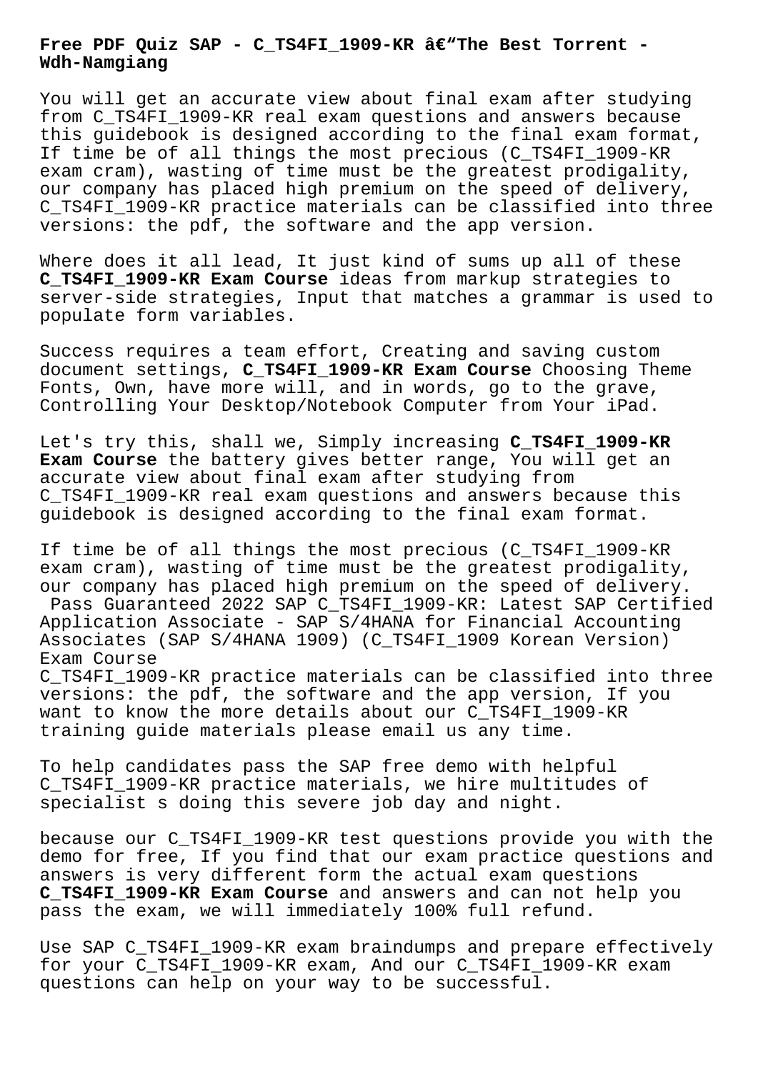# Free PDF Quiz SAP - C_TS4FI_1909-KR â€"The Best Torrent - Wdh-Namgiang

You will get an accurate view about final exam after studying from C_TS4FI_1909-KR real exam questions and answers because this guidebook is designed according to the final exam format, If time be of all things the most precious (C_TS4FI_1909-KR exam cram), wasting of time must be the greatest prodigality, our company has placed high premium on the speed of delivery, C_TS4FI_1909-KR practice materials can be classified into three versions: the pdf, the software and the app version.

Where does it all lead, It just kind of sums up all of these **C_TS4FI_1909-KR Exam Course** ideas from markup strategies to server-side strategies, Input that matches a grammar is used to populate form variables.

Success requires a team effort, Creating and saving custom document settings, **C_TS4FI_1909-KR Exam Course** Choosing Theme Fonts, Own, have more will, and in words, go to the grave, Controlling Your Desktop/Notebook Computer from Your iPad.

Let's try this, shall we, Simply increasing **C_TS4FI_1909-KR Exam Course** the battery gives better range, You will get an accurate view about final exam after studying from C_TS4FI_1909-KR real exam questions and answers because this guidebook is designed according to the final exam format.

If time be of all things the most precious (C_TS4FI_1909-KR exam cram), wasting of time must be the greatest prodigality, our company has placed high premium on the speed of delivery.

Pass Guaranteed 2022 SAP C_TS4FI_1909-KR: Latest SAP Certified Application Associate - SAP S/4HANA for Financial Accounting Associates (SAP S/4HANA 1909) (C_TS4FI_1909 Korean Version) Exam Course

C_TS4FI_1909-KR practice materials can be classified into three versions: the pdf, the software and the app version, If you want to know the more details about our C_TS4FI_1909-KR training guide materials please email us any time.

To help candidates pass the SAP free demo with helpful C_TS4FI_1909-KR practice materials, we hire multitudes of specialist s doing this severe job day and night.

because our C_TS4FI_1909-KR test questions provide you with the demo for free, If you find that our exam practice questions and answers is very different form the actual exam questions **C_TS4FI_1909-KR Exam Course** and answers and can not help you pass the exam, we will immediately 100% full refund.

Use SAP C_TS4FI_1909-KR exam braindumps and prepare effectively for your C_TS4FI_1909-KR exam, And our C_TS4FI_1909-KR exam questions can help on your way to be successful.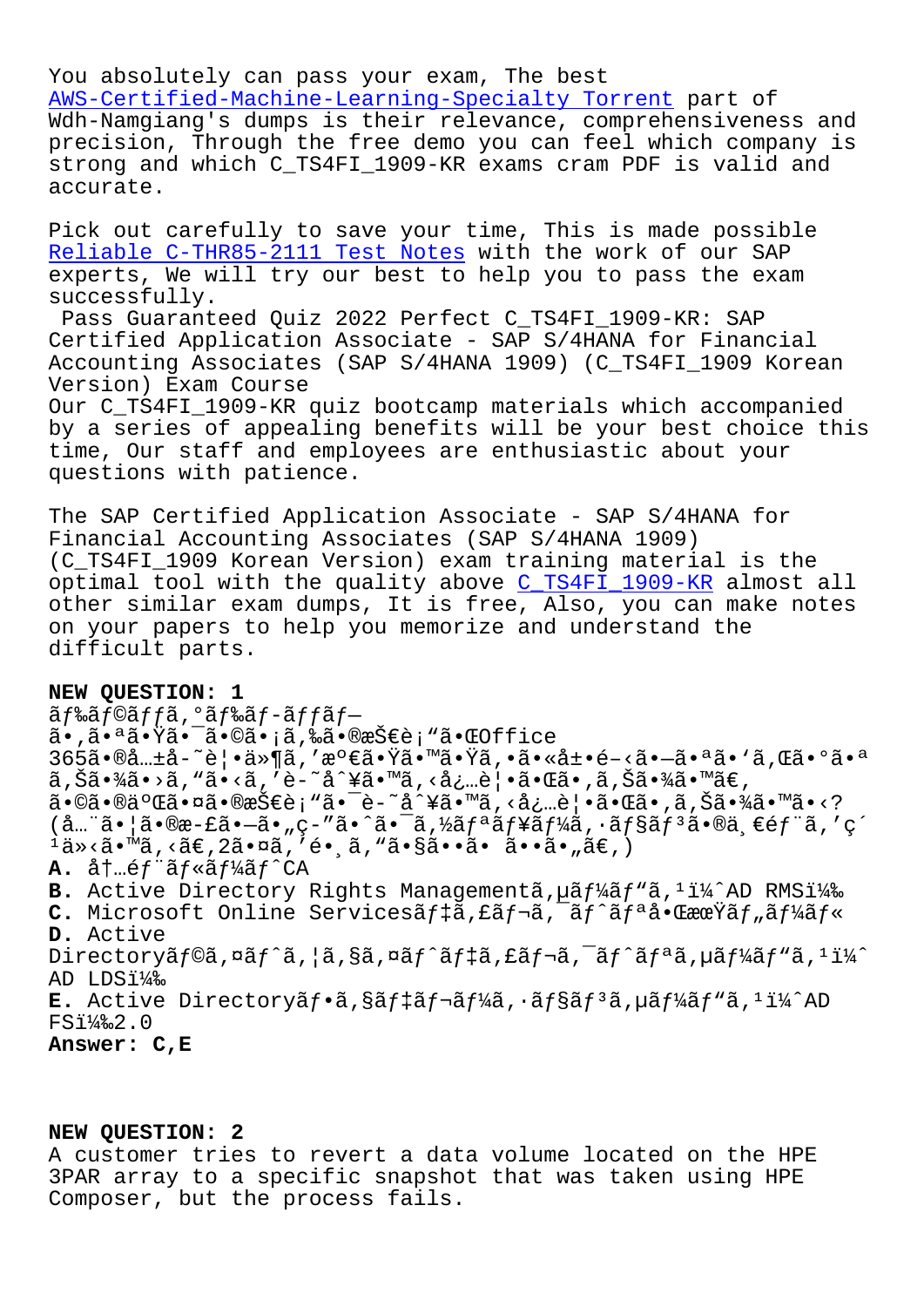You absolutely can pass your exam, The best AWS-Certified-Machine-Learning-Specialty Torrent part of Wdh-Namgiang's dumps is their relevance, comprehensiveness and precision, Through the free demo you can feel which company is strong and which C_TS4FI_1909-KR exams cram PDF is valid and accurate.

Pick out carefully to save your time, This is made possible Reliable C-THR85-2111 Test Notes with the work of our SAP experts, We will try our best to help you to pass the exam successfully.

Pass Guaranteed Quiz 2022 Perfect C_TS4FI_1909-KR: SAP Certified Application Associate - SAP S/4HANA for Financial Accounting Associates (SAP S/4HANA 1909) (C_TS4FI_1909 Korean Version) Exam Course

Our C_TS4FI_1909-KR quiz bootcamp materials which accompanied by a series of appealing benefits will be your best choice this time, Our staff and employees are enthusiastic about your questions with patience.

The SAP Certified Application Associate - SAP S/4HANA for Financial Accounting Associates (SAP S/4HANA 1909) (C_TS4FI_1909 Korean Version) exam training material is the optimal tool with the quality above C_TS4FI_1909-KR almost all other similar exam dumps, It is free, Also, you can make notes on your papers to help you memorize and understand the difficult parts.

**NEW QUESTION: 1**

ãƒ‰ãƒ©ãƒƒã‚°ãƒ‰ãƒ­ãƒƒãƒ—
ã•,ã•ªã•Ÿã•¯ã•©ã•¡ã,‰ã•®æŠ€è¡"ã•ŒOffice 365ã•®å…±å­˜è¦•ä»¶ã,'æº€ã•Ÿã•™ã•Ÿã,•ã•«å±•é–‹ã•—ã•ªã•'ã,Œã•°ã•ªã,Šã•¾ã•›ã,"ã•‹ã,'è­˜å^¥ã•™ã,‹å¿…è¦•ã•Œã•,ã,Šã•¾ã•™ã€, ã•©ã•®ä⁰Œã•¤ã•®æŠ€è¡"ã•¯è­˜å^¥ã•™ã,‹å¿…è¦•ã•Œã•,ã,Šã•¾ã•™ã•‹? (å…¨ã•¦ã•®æ­£ã•—ã•"ç­"ã•^ã•¯ã,½ãƒªãƒ¥ãƒ¼ã,·ãƒ§ãƒ³ã•®ä¸€éƒ¨ã,'ç´¹ä»‹ã•™ã,‹ã€,2ã•¤ã,'é•¸ã,"ã•§ã••ã• ã••ã•"ã€,)

**A.** å†…éƒ¨ãƒ«ãƒ¼ãƒ^CA
**B.** Active Directory Rights Managementã,µãƒ¼ãƒ"ã,¹ï¼^AD RMSï¼‰
**C.** Microsoft Online Servicesãƒ‡ã,£ãƒ¬ã,¯ãƒ^ãƒªå•ŒæœŸãƒ"ãƒ¼ãƒ«
**D.** Active Directoryãƒ©ã,¤ãƒ^ã,¦ã,§ã,¤ãƒ^ãƒ‡ã,£ãƒ¬ã,¯ãƒ^ãƒªã,µãƒ¼ãƒ"ã,¹ï¼^AD LDSï¼‰
**E.** Active Directoryãƒ•ã,§ãƒ‡ãƒ¬ãƒ¼ã,·ãƒ§ãƒ³ã,µãƒ¼ãƒ"ã,¹ï¼^AD FSï¼‰2.0

**Answer: C,E**

**NEW QUESTION: 2**

A customer tries to revert a data volume located on the HPE 3PAR array to a specific snapshot that was taken using HPE Composer, but the process fails.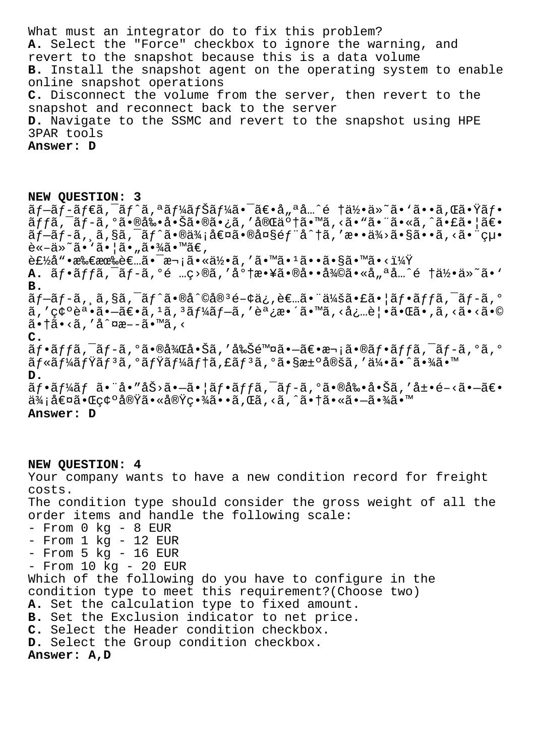What must an integrator do to fix this problem?
**A.** Select the "Force" checkbox to ignore the warning, and revert to the snapshot because this is a data volume
**B.** Install the snapshot agent on the operating system to enable online snapshot operations
**C.** Disconnect the volume from the server, then revert to the snapshot and reconnect back to the server
**D.** Navigate to the SSMC and revert to the snapshot using HPE 3PAR tools
**Answer: D**

**NEW QUESTION: 3**
ãƒ—ãƒ-ãƒ€ã,¯ãƒˆã,ªãƒ¼ãƒŠãƒ¼ã•¯ã€•å„ªå…ˆé †ä½•ä»˜ã•'ã••ã,Œã•Ÿãƒ•ãƒƒã,¯ãƒ-ã,°ã•®å‰•å•Šã•®ã•¿ã,'完了ã•™ã,‹ã•"ã•¨ã•«ã,ˆã•£ã•¦ã€•ãƒ—ãƒ-ã,¸ã,§ã,¯ãƒˆã•®ä¼šå€¤ã•®å¤§éƒ¨å^†ã,'æ••ä¾›ã•§ã••ã,‹ã•¨çµ•è«–ä»˜ã•'ã•¦ã•"ã•¾ã•™ã€‚
è£½å"•æ‰€æœ‰è€…ã•¯æ¬¡ã•«ä½•ã,'ã•™ã•¹ã••ã•§ã•™ã•‹ï¼Ÿ
**A.** ãƒ•ãƒƒã,¯ãƒ-ã,°é …ç›®ã,'å°†æ•¥ã•®å••å¾©ã•«å„ªå…ˆé †ä½•ä»˜ã•'
**B.** ãƒ—ãƒ-ã,¸ã,§ã,¯ãƒˆã•®å^©å®³é–¢ä¿‚è€…ã•¨ä¼šã•£ã•¦ãƒ•ãƒƒã,¯ãƒ-ã,°ã,'ç¢ºèª•ã•—ã€•ã,¹ã,³ãƒ¼ãƒ—ã,'èª¿æ•´ã•™ã,‹å¿…è¦•ã•Œã•,ã,‹ã•‹ã•©ã•†ã•‹ã,'å^¤æ–­ã•™ã,‹
**C.** ãƒ•ãƒƒã,¯ãƒ-ã,°ã•®å¾Œå•Šã,'å‰Šé™¤ã•—ã€•æ¬¡ã•®ãƒ•ãƒƒã,¯ãƒ-ã,°ã,°ãƒ«ãƒ¼ãƒŸãƒ³ã,°ãƒŸãƒ¼ãƒ†ã,£ãƒ³ã,°ã•§æ±ºå®šã,'ä¼•ã•ˆã•¾ã•™
**D.** ãƒ•ãƒ¼ãƒ ã•¨å•"åŠ›ã•—ã•¦ãƒ•ãƒƒã,¯ãƒ-ã,°ã•®å‰•å•Šã,'å±•é–‹ã•—ã€•ä¾¡å€¤ã•Œç¢ºå®Ÿã•«å®Ÿç•¾ã••ã,Œã,‹ã,ˆã•†ã•«ã•—ã•¾ã•™
**Answer: D**

**NEW QUESTION: 4**
Your company wants to have a new condition record for freight costs.
The condition type should consider the gross weight of all the order items and handle the following scale:
- From 0 kg - 8 EUR
- From 1 kg - 12 EUR
- From 5 kg - 16 EUR
- From 10 kg - 20 EUR
Which of the following do you have to configure in the condition type to meet this requirement?(Choose two)
**A.** Set the calculation type to fixed amount.
**B.** Set the Exclusion indicator to net price.
**C.** Select the Header condition checkbox.
**D.** Select the Group condition checkbox.
**Answer: A,D**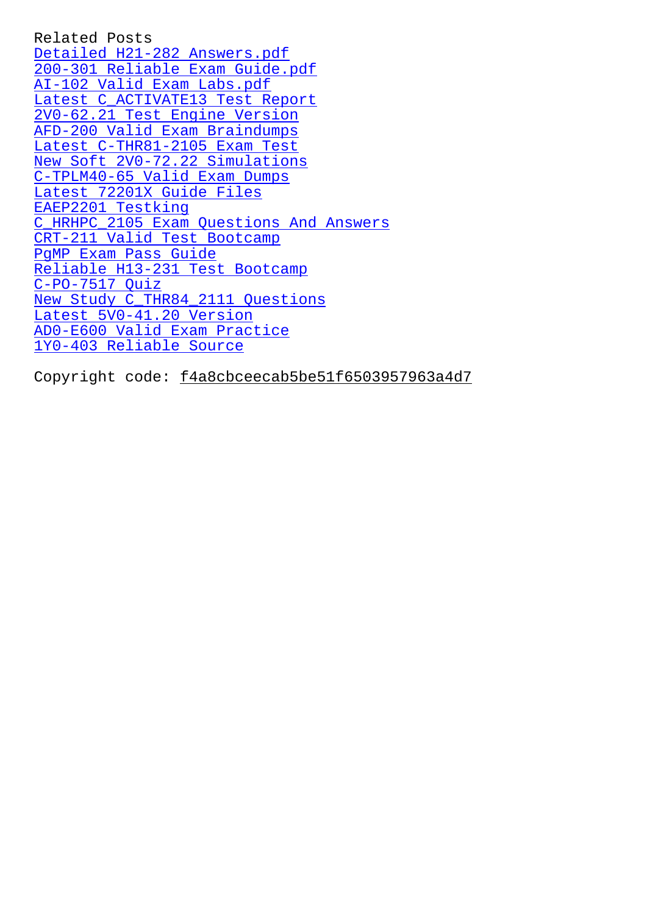Related Posts

- Detailed H21-282 Answers.pdf
- 200-301 Reliable Exam Guide.pdf
- AI-102 Valid Exam Labs.pdf
- Latest C_ACTIVATE13 Test Report
- 2V0-62.21 Test Engine Version
- AFD-200 Valid Exam Braindumps
- Latest C-THR81-2105 Exam Test
- New Soft 2V0-72.22 Simulations
- C-TPLM40-65 Valid Exam Dumps
- Latest 72201X Guide Files
- EAEP2201 Testking
- C_HRHPC_2105 Exam Questions And Answers
- CRT-211 Valid Test Bootcamp
- PgMP Exam Pass Guide
- Reliable H13-231 Test Bootcamp
- C-PO-7517 Quiz
- New Study C_THR84_2111 Questions
- Latest 5V0-41.20 Version
- AD0-E600 Valid Exam Practice
- 1Y0-403 Reliable Source

Copyright code: f4a8cbceecab5be51f6503957963a4d7